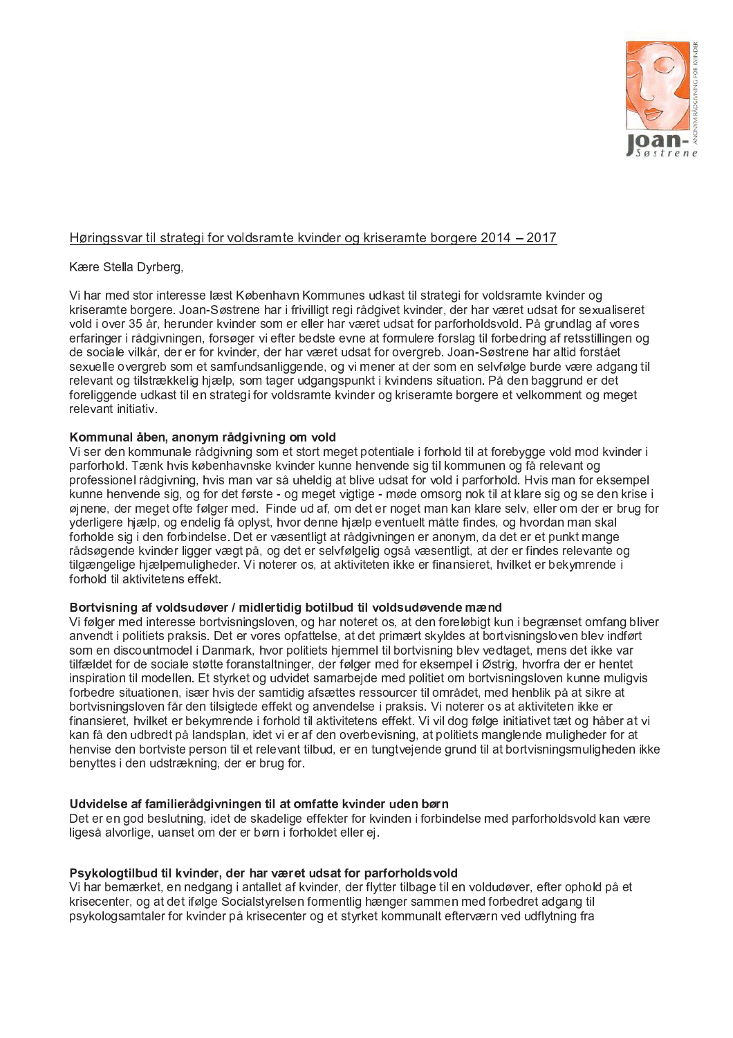Høringssvar til strategi for voldsramte kvinder og kriseramte borgere 2014 – 2017

Kære Stella Dyrberg,

Vi har med stor interesse læst København Kommunes udkast til strategi for voldsramte kvinder og kriseramte borgere. Joan-Søstrene har i frivilligt regi rådgivet kvinder, der har været udsat for sexualiseret vold i over 35 år, herunder kvinder som er eller har været udsat for parforholdsvold. På grundlag af vores erfaringer i rådgivningen, forsøger vi efter bedste evne at formulere forslag til forbedring af retsstillingen og de sociale vilkår, der er for kvinder, der har været udsat for overgreb. Joan-Søstrene har altid forstået sexuelle overgreb som et samfundsanliggende, og vi mener at der som en selvfølge burde være adgang til relevant og tilstrækkelig hjælp, som tager udgangspunkt i kvindens situation. På den baggrund er det foreliggende udkast til en strategi for voldsramte kvinder og kriseramte borgere et velkomment og meget relevant initiativ.

**Kommunal åben, anonym rådgivning om vold**

Vi ser den kommunale rådgivning som et stort meget potentiale i forhold til at forebygge vold mod kvinder i parforhold. Tænk hvis københavnske kvinder kunne henvende sig til kommunen og få relevant og professionel rådgivning, hvis man var så uheldig at blive udsat for vold i parforhold. Hvis man for eksempel kunne henvende sig, og for det første - og meget vigtige - møde omsorg nok til at klare sig og se den krise i øjnene, der meget ofte følger med. Finde ud af, om det er noget man kan klare selv, eller om der er brug for yderligere hjælp, og endelig få oplyst, hvor denne hjælp eventuelt måtte findes, og hvordan man skal forholde sig i den forbindelse. Det er væsentligt at rådgivningen er anonym, da det er et punkt mange rådsøgende kvinder ligger vægt på, og det er selvfølgelig også væsentligt, at der er findes relevante og tilgængelige hjælpemuligheder. Vi noterer os, at aktiviteten ikke er finansieret, hvilket er bekymrende i forhold til aktivitetens effekt.

**Bortvisning af voldsudøver / midlertidig botilbud til voldsudøvende mænd**

Vi følger med interesse bortvisningsloven, og har noteret os, at den foreløbigt kun i begrænset omfang bliver anvendt i politiets praksis. Det er vores opfattelse, at det primært skyldes at bortvisningsloven blev indført som en discountmodel i Danmark, hvor politiets hjemmel til bortvisning blev vedtaget, mens det ikke var tilfældet for de sociale støtte foranstaltninger, der følger med for eksempel i Østrig, hvorfra der er hentet inspiration til modellen. Et styrket og udvidet samarbejde med politiet om bortvisningsloven kunne muligvis forbedre situationen, især hvis der samtidig afsættes ressourcer til området, med henblik på at sikre at bortvisningsloven får den tilsigtede effekt og anvendelse i praksis. Vi noterer os at aktiviteten ikke er finansieret, hvilket er bekymrende i forhold til aktivitetens effekt. Vi vil dog følge initiativet tæt og håber at vi kan få den udbredt på landsplan, idet vi er af den overbevisning, at politiets manglende muligheder for at henvise den bortviste person til et relevant tilbud, er en tungtvejende grund til at bortvisningsmuligheden ikke benyttes i den udstrækning, der er brug for.

**Udvidelse af familierådgivningen til at omfatte kvinder uden børn**

Det er en god beslutning, idet de skadelige effekter for kvinden i forbindelse med parforholdsvold kan være ligeså alvorlige, uanset om der er børn i forholdet eller ej.

**Psykologtilbud til kvinder, der har været udsat for parforholdsvold**

Vi har bemærket, en nedgang i antallet af kvinder, der flytter tilbage til en voldudøver, efter ophold på et krisecenter, og at det ifølge Socialstyrelsen formentlig hænger sammen med forbedret adgang til psykologsamtaler for kvinder på krisecenter og et styrket kommunalt efterværn ved udflytning fra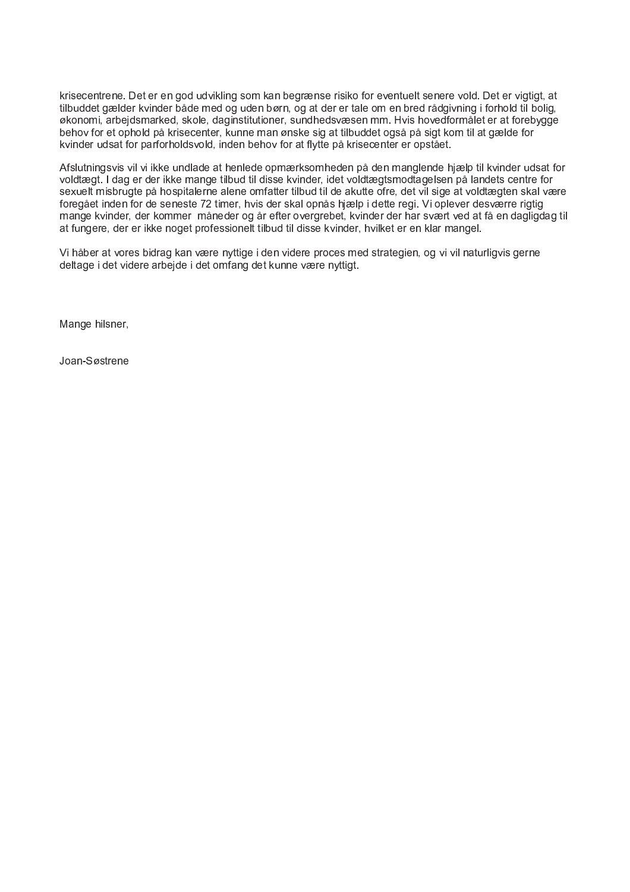krisecentrene. Det er en god udvikling som kan begrænse risiko for eventuelt senere vold. Det er vigtigt, at tilbuddet gælder kvinder både med og uden børn, og at der er tale om en bred rådgivning i forhold til bolig, økonomi, arbejdsmarked, skole, daginstitutioner, sundhedsvæsen mm. Hvis hovedformålet er at forebygge behov for et ophold på krisecenter, kunne man ønske sig at tilbuddet også på sigt kom til at gælde for kvinder udsat for parforholdsvold, inden behov for at flytte på krisecenter er opstået.

Afslutningsvis vil vi ikke undlade at henlede opmærksomheden på den manglende hjælp til kvinder udsat for voldtægt. I dag er der ikke mange tilbud til disse kvinder, idet voldtægtsmodtagelsen på landets centre for sexuelt misbrugte på hospitalerne alene omfatter tilbud til de akutte ofre, det vil sige at voldtægten skal være foregået inden for de seneste 72 timer, hvis der skal opnås hjælp i dette regi. Vi oplever desværre rigtig mange kvinder, der kommer måneder og år efter overgrebet, kvinder der har svært ved at få en dagligdag til at fungere, der er ikke noget professionelt tilbud til disse kvinder, hvilket er en klar mangel.

Vi håber at vores bidrag kan være nyttige i den videre proces med strategien, og vi vil naturligvis gerne deltage i det videre arbejde i det omfang det kunne være nyttigt.

Mange hilsner,

Joan-Søstrene